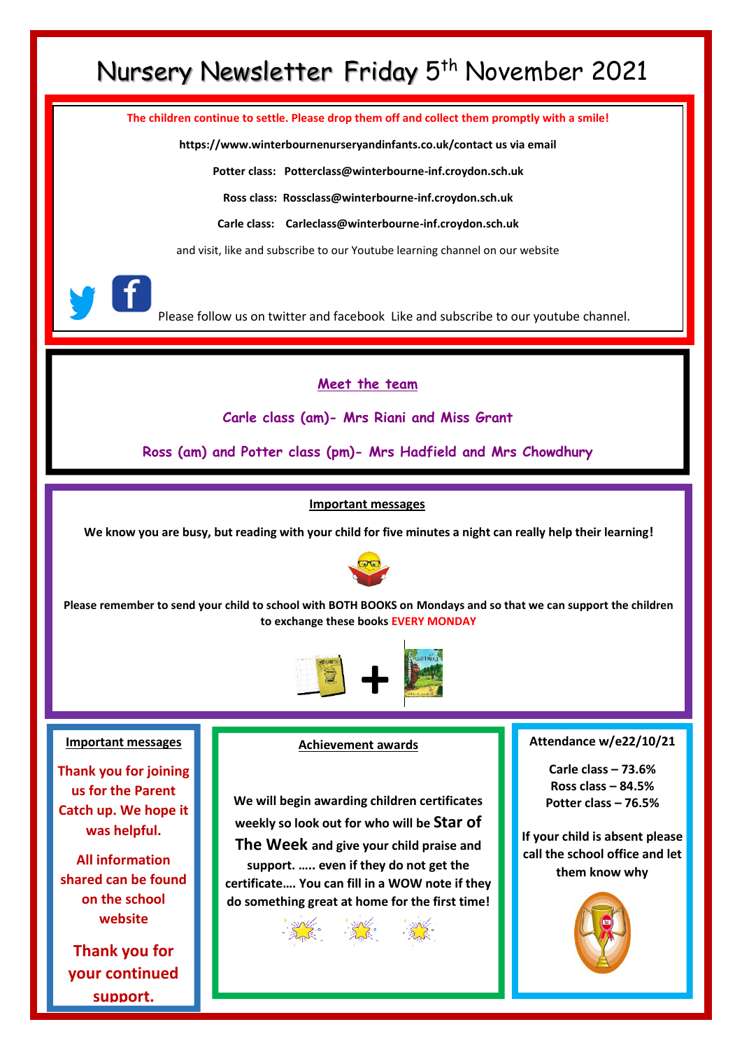# Nursery Newsletter Friday 5th November 2021

**The children continue to settle. Please drop them off and collect them promptly with a smile!**

**https://www.winterbournenurseryandinfants.co.uk/contact us via email**

**Potter class: Potterclass@winterbourne-inf.croydon.sch.uk**

**Ross class: Rossclass@winterbourne-inf.croydon.sch.uk**

**Carle class: Carleclass@winterbourne-inf.croydon.sch.uk**

and visit, like and subscribe to our Youtube learning channel on our website

Please follow us on twitter and facebook Like and subscribe to our youtube channel.

## Meet the team

**Carle class (am)- Mrs Riani and Miss Grant**

**Ross (am) and Potter class (pm)- Mrs Hadfield and Mrs Chowdhury**

## Important messages

**We know you are busy, but reading with your child for five minutes a night can really help their learning!**

**Please remember to send your child to school with BOTH BOOKS on Mondays and so that we can support the children to exchange these books EVERY MONDAY**

## Important messages

**Thank you for joining us for the Parent Catch up. We hope it was helpful.**

**All information shared can be found on the school website**

**Thank you for your continued support.**

## Achievement awards

**We will begin awarding children certificates weekly so look out for who will be Star of The Week and give your child praise and support. ….. even if they do not get the certificate…. You can fill in a WOW note if they do something great at home for the first time!**

## Attendance w/e22/10/21

**Carle class – 73.6%**
**Ross class – 84.5%**
**Potter class – 76.5%**

**If your child is absent please call the school office and let them know why**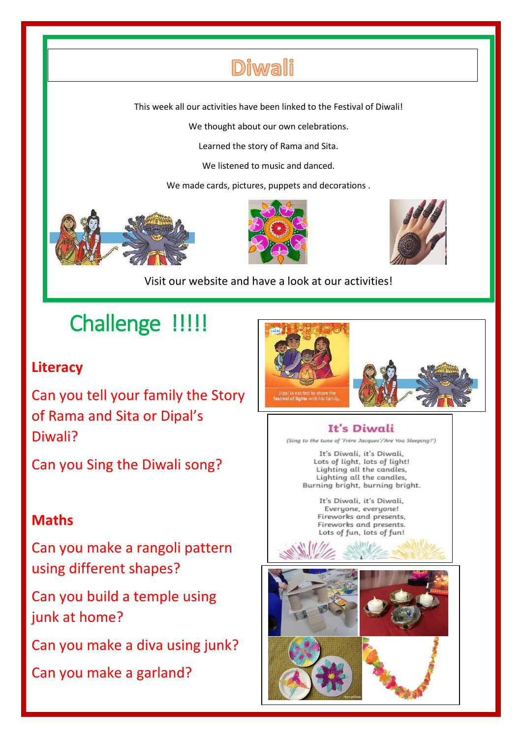# Diwali

This week all our activities have been linked to the Festival of Diwali!

We thought about our own celebrations.

Learned the story of Rama and Sita.

We listened to music and danced.

We made cards, pictures, puppets and decorations .

Visit our website and have a look at our activities!

## Challenge !!!!!

### Literacy

Can you tell your family the Story of Rama and Sita or Dipal's Diwali?

Can you Sing the Diwali song?

Dipal is excited to share the festival of lights with his family...

### It's Diwali

*(Sing to the tune of 'Frère Jacques'/'Are You Sleeping?')*

It's Diwali, it's Diwali,  
Lots of light, lots of light!  
Lighting all the candles,  
Lighting all the candles,  
Burning bright, burning bright.

It's Diwali, it's Diwali,  
Everyone, everyone!  
Fireworks and presents,  
Fireworks and presents,  
Lots of fun, lots of fun!

### Maths

Can you make a rangoli pattern using different shapes?

Can you build a temple using junk at home?

Can you make a diva using junk?

Can you make a garland?